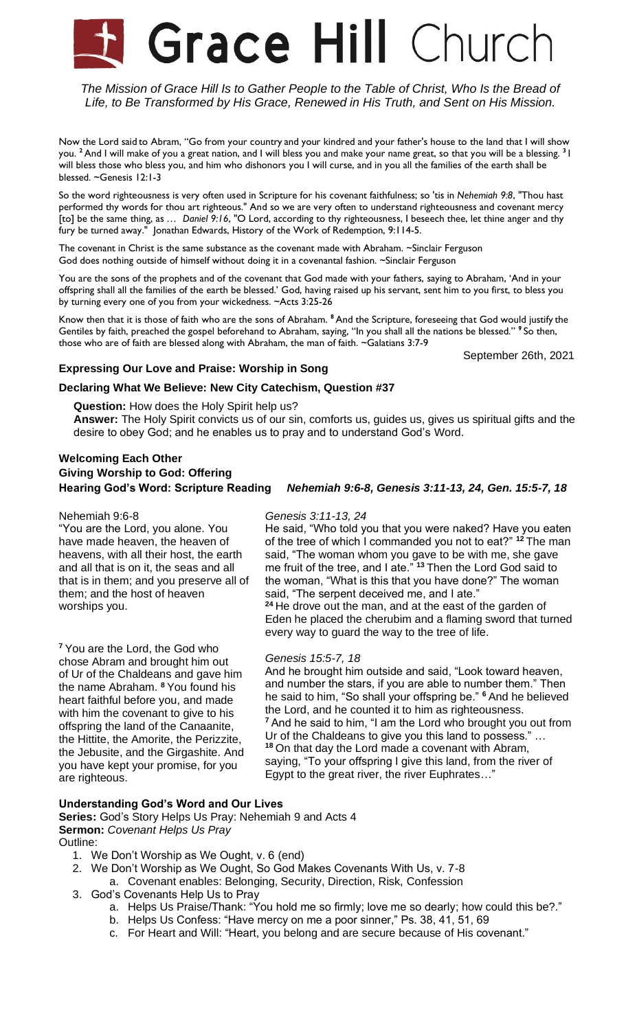# Grace Hill Church

*The Mission of Grace Hill Is to Gather People to the Table of Christ, Who Is the Bread of Life, to Be Transformed by His Grace, Renewed in His Truth, and Sent on His Mission.*

Now the Lord said to Abram, "Go from your country and your kindred and your father's house to the land that I will show you. [2] And I will make of you a great nation, and I will bless you and make your name great, so that you will be a blessing. [3] I will bless those who bless you, and him who dishonors you I will curse, and in you all the families of the earth shall be blessed. ~Genesis 12:1-3

So the word righteousness is very often used in Scripture for his covenant faithfulness; so 'tis in *Nehemiah 9:8*, "Thou hast performed thy words for thou art righteous." And so we are very often to understand righteousness and covenant mercy [to] be the same thing, as … *Daniel 9:16*, "O Lord, according to thy righteousness, I beseech thee, let thine anger and thy fury be turned away." Jonathan Edwards, History of the Work of Redemption, 9:114-5.

The covenant in Christ is the same substance as the covenant made with Abraham. ~Sinclair Ferguson
God does nothing outside of himself without doing it in a covenantal fashion. ~Sinclair Ferguson

You are the sons of the prophets and of the covenant that God made with your fathers, saying to Abraham, 'And in your offspring shall all the families of the earth be blessed.' God, having raised up his servant, sent him to you first, to bless you by turning every one of you from your wickedness. ~Acts 3:25-26

Know then that it is those of faith who are the sons of Abraham. [8] And the Scripture, foreseeing that God would justify the Gentiles by faith, preached the gospel beforehand to Abraham, saying, "In you shall all the nations be blessed." [9] So then, those who are of faith are blessed along with Abraham, the man of faith. ~Galatians 3:7-9

September 26th, 2021

**Expressing Our Love and Praise: Worship in Song**

**Declaring What We Believe: New City Catechism, Question #37**

**Question:** How does the Holy Spirit help us?
**Answer:** The Holy Spirit convicts us of our sin, comforts us, guides us, gives us spiritual gifts and the desire to obey God; and he enables us to pray and to understand God's Word.

**Welcoming Each Other**
**Giving Worship to God: Offering**
**Hearing God's Word: Scripture Reading** ***Nehemiah 9:6-8, Genesis 3:11-13, 24, Gen. 15:5-7, 18***

Nehemiah 9:6-8

"You are the Lord, you alone. You have made heaven, the heaven of heavens, with all their host, the earth and all that is on it, the seas and all that is in them; and you preserve all of them; and the host of heaven worships you.

[7] You are the Lord, the God who chose Abram and brought him out of Ur of the Chaldeans and gave him the name Abraham. [8] You found his heart faithful before you, and made with him the covenant to give to his offspring the land of the Canaanite, the Hittite, the Amorite, the Perizzite, the Jebusite, and the Girgashite. And you have kept your promise, for you are righteous.

*Genesis 3:11-13, 24*

He said, "Who told you that you were naked? Have you eaten of the tree of which I commanded you not to eat?" [12] The man said, "The woman whom you gave to be with me, she gave me fruit of the tree, and I ate." [13] Then the Lord God said to the woman, "What is this that you have done?" The woman said, "The serpent deceived me, and I ate."
[24] He drove out the man, and at the east of the garden of Eden he placed the cherubim and a flaming sword that turned every way to guard the way to the tree of life.

*Genesis 15:5-7, 18*

And he brought him outside and said, "Look toward heaven, and number the stars, if you are able to number them." Then he said to him, "So shall your offspring be." [6] And he believed the Lord, and he counted it to him as righteousness.
[7] And he said to him, "I am the Lord who brought you out from Ur of the Chaldeans to give you this land to possess." …
[18] On that day the Lord made a covenant with Abram, saying, "To your offspring I give this land, from the river of Egypt to the great river, the river Euphrates…"

**Understanding God's Word and Our Lives**
**Series:** God's Story Helps Us Pray: Nehemiah 9 and Acts 4
**Sermon:** *Covenant Helps Us Pray*
Outline:

1. We Don't Worship as We Ought, v. 6 (end)
2. We Don't Worship as We Ought, So God Makes Covenants With Us, v. 7-8
   a. Covenant enables: Belonging, Security, Direction, Risk, Confession
3. God's Covenants Help Us to Pray
   a. Helps Us Praise/Thank: "You hold me so firmly; love me so dearly; how could this be?."
   b. Helps Us Confess: "Have mercy on me a poor sinner," Ps. 38, 41, 51, 69
   c. For Heart and Will: "Heart, you belong and are secure because of His covenant."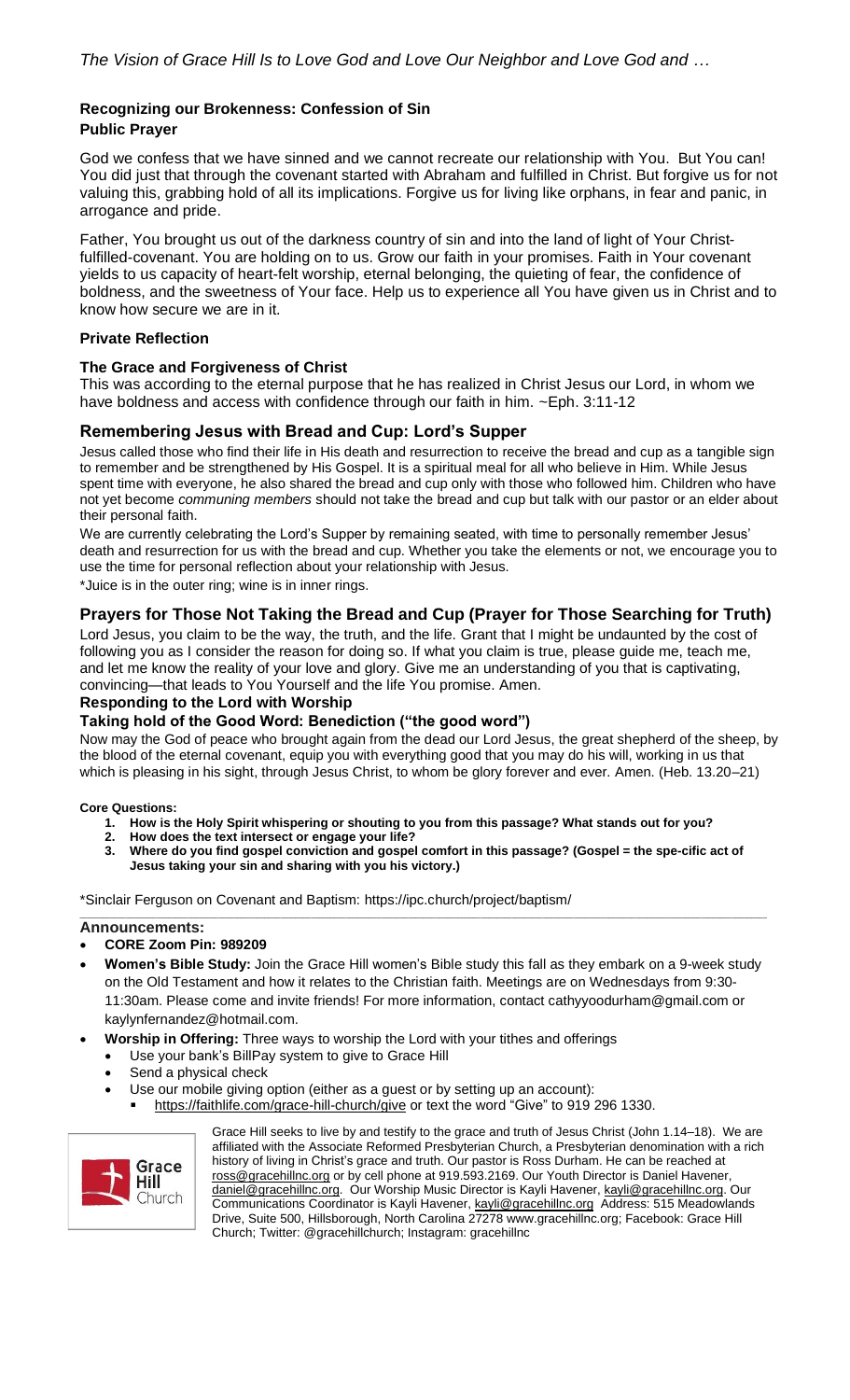*The Vision of Grace Hill Is to Love God and Love Our Neighbor and Love God and …*

### Recognizing our Brokenness: Confession of Sin

**Public Prayer**

God we confess that we have sinned and we cannot recreate our relationship with You. But You can! You did just that through the covenant started with Abraham and fulfilled in Christ. But forgive us for not valuing this, grabbing hold of all its implications. Forgive us for living like orphans, in fear and panic, in arrogance and pride.

Father, You brought us out of the darkness country of sin and into the land of light of Your Christ-fulfilled-covenant. You are holding on to us. Grow our faith in your promises. Faith in Your covenant yields to us capacity of heart-felt worship, eternal belonging, the quieting of fear, the confidence of boldness, and the sweetness of Your face. Help us to experience all You have given us in Christ and to know how secure we are in it.

**Private Reflection**

**The Grace and Forgiveness of Christ**

This was according to the eternal purpose that he has realized in Christ Jesus our Lord, in whom we have boldness and access with confidence through our faith in him. ~Eph. 3:11-12

### Remembering Jesus with Bread and Cup: Lord's Supper

Jesus called those who find their life in His death and resurrection to receive the bread and cup as a tangible sign to remember and be strengthened by His Gospel. It is a spiritual meal for all who believe in Him. While Jesus spent time with everyone, he also shared the bread and cup only with those who followed him. Children who have not yet become *communing members* should not take the bread and cup but talk with our pastor or an elder about their personal faith.

We are currently celebrating the Lord's Supper by remaining seated, with time to personally remember Jesus' death and resurrection for us with the bread and cup. Whether you take the elements or not, we encourage you to use the time for personal reflection about your relationship with Jesus.

*Juice is in the outer ring; wine is in inner rings.

### Prayers for Those Not Taking the Bread and Cup (Prayer for Those Searching for Truth)

Lord Jesus, you claim to be the way, the truth, and the life. Grant that I might be undaunted by the cost of following you as I consider the reason for doing so. If what you claim is true, please guide me, teach me, and let me know the reality of your love and glory. Give me an understanding of you that is captivating, convincing—that leads to You Yourself and the life You promise. Amen.

**Responding to the Lord with Worship**

**Taking hold of the Good Word: Benediction ("the good word")**

Now may the God of peace who brought again from the dead our Lord Jesus, the great shepherd of the sheep, by the blood of the eternal covenant, equip you with everything good that you may do his will, working in us that which is pleasing in his sight, through Jesus Christ, to whom be glory forever and ever. Amen. (Heb. 13.20–21)

**Core Questions:**

1. **How is the Holy Spirit whispering or shouting to you from this passage? What stands out for you?**
2. **How does the text intersect or engage your life?**
3. **Where do you find gospel conviction and gospel comfort in this passage? (Gospel = the spe-cific act of Jesus taking your sin and sharing with you his victory.)**

*Sinclair Ferguson on Covenant and Baptism: https://ipc.church/project/baptism/

---

**Announcements:**

- **CORE Zoom Pin: 989209**
- **Women's Bible Study:** Join the Grace Hill women's Bible study this fall as they embark on a 9-week study on the Old Testament and how it relates to the Christian faith. Meetings are on Wednesdays from 9:30-11:30am. Please come and invite friends! For more information, contact cathyyoodurham@gmail.com or kaylynfernandez@hotmail.com.
- **Worship in Offering:** Three ways to worship the Lord with your tithes and offerings
  - Use your bank's BillPay system to give to Grace Hill
  - Send a physical check
  - Use our mobile giving option (either as a guest or by setting up an account):
    - https://faithlife.com/grace-hill-church/give or text the word "Give" to 919 296 1330.

Grace Hill seeks to live by and testify to the grace and truth of Jesus Christ (John 1.14–18). We are affiliated with the Associate Reformed Presbyterian Church, a Presbyterian denomination with a rich history of living in Christ's grace and truth. Our pastor is Ross Durham. He can be reached at ross@gracehillnc.org or by cell phone at 919.593.2169. Our Youth Director is Daniel Havener, daniel@gracehillnc.org. Our Worship Music Director is Kayli Havener, kayli@gracehillnc.org. Our Communications Coordinator is Kayli Havener, kayli@gracehillnc.org Address: 515 Meadowlands Drive, Suite 500, Hillsborough, North Carolina 27278 www.gracehillnc.org; Facebook: Grace Hill Church; Twitter: @gracehillchurch; Instagram: gracehillnc